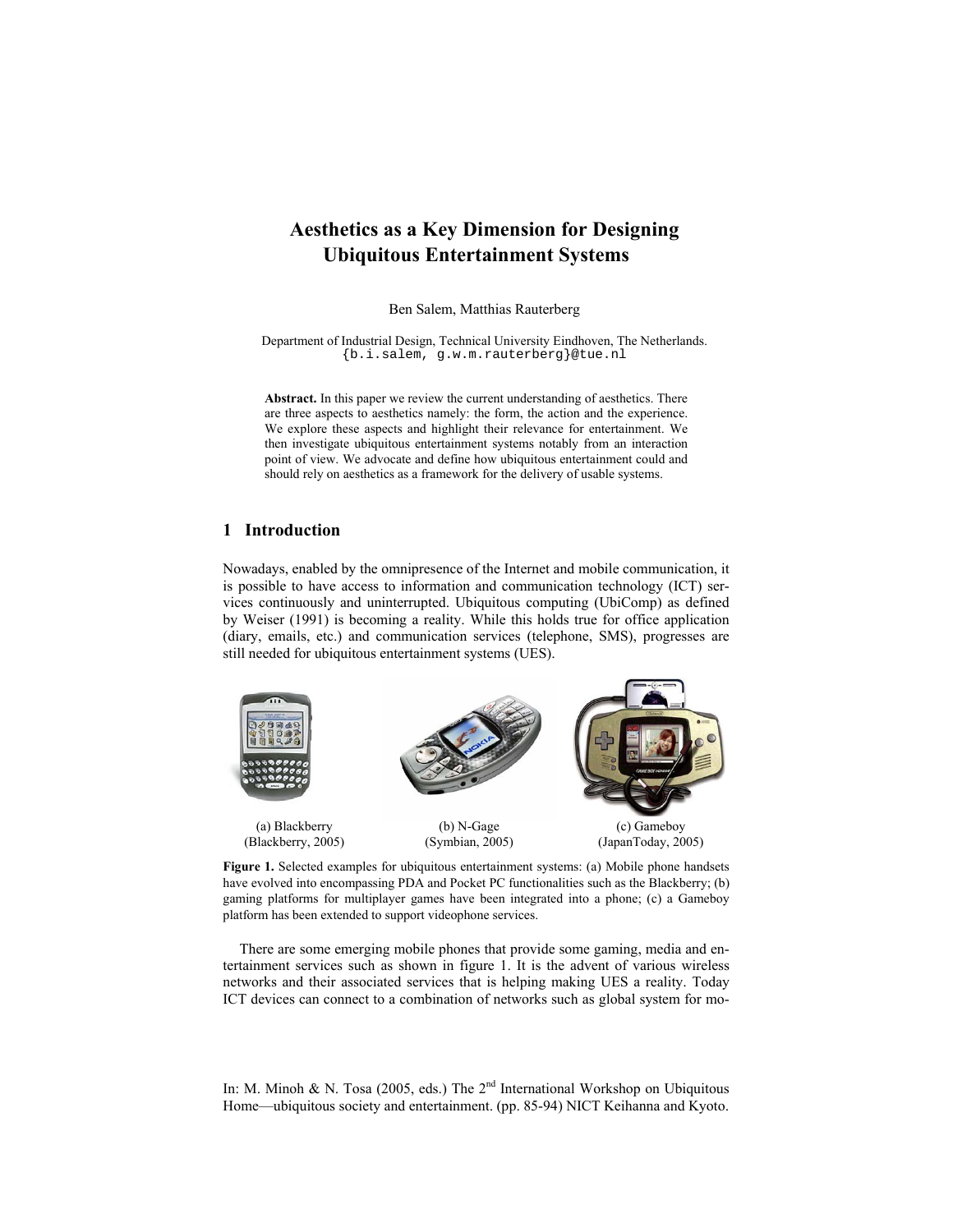# Aesthetics as a Key Dimension for Designing Ubiquitous Entertainment Systems

Ben Salem, Matthias Rauterberg

Department of Industrial Design, Technical University Eindhoven, The Netherlands.
{b.i.salem, g.w.m.rauterberg}@tue.nl

**Abstract.** In this paper we review the current understanding of aesthetics. There are three aspects to aesthetics namely: the form, the action and the experience. We explore these aspects and highlight their relevance for entertainment. We then investigate ubiquitous entertainment systems notably from an interaction point of view. We advocate and define how ubiquitous entertainment could and should rely on aesthetics as a framework for the delivery of usable systems.

## 1 Introduction

Nowadays, enabled by the omnipresence of the Internet and mobile communication, it is possible to have access to information and communication technology (ICT) services continuously and uninterrupted. Ubiquitous computing (UbiComp) as defined by Weiser (1991) is becoming a reality. While this holds true for office application (diary, emails, etc.) and communication services (telephone, SMS), progresses are still needed for ubiquitous entertainment systems (UES).

(a) Blackberry (Blackberry, 2005) (b) N-Gage (Symbian, 2005) (c) Gameboy (JapanToday, 2005)

**Figure 1.** Selected examples for ubiquitous entertainment systems: (a) Mobile phone handsets have evolved into encompassing PDA and Pocket PC functionalities such as the Blackberry; (b) gaming platforms for multiplayer games have been integrated into a phone; (c) a Gameboy platform has been extended to support videophone services.

There are some emerging mobile phones that provide some gaming, media and entertainment services such as shown in figure 1. It is the advent of various wireless networks and their associated services that is helping making UES a reality. Today ICT devices can connect to a combination of networks such as global system for mo-

In: M. Minoh & N. Tosa (2005, eds.) The 2nd International Workshop on Ubiquitous Home—ubiquitous society and entertainment. (pp. 85-94) NICT Keihanna and Kyoto.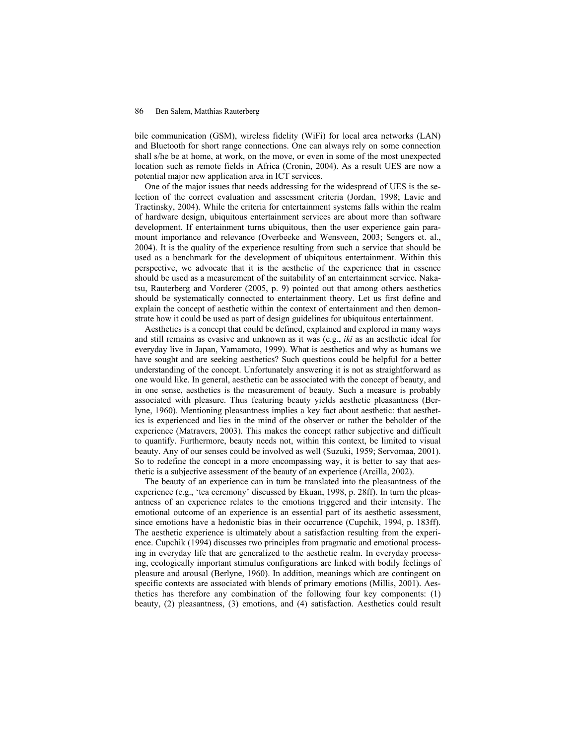bile communication (GSM), wireless fidelity (WiFi) for local area networks (LAN) and Bluetooth for short range connections. One can always rely on some connection shall s/he be at home, at work, on the move, or even in some of the most unexpected location such as remote fields in Africa (Cronin, 2004). As a result UES are now a potential major new application area in ICT services.

One of the major issues that needs addressing for the widespread of UES is the selection of the correct evaluation and assessment criteria (Jordan, 1998; Lavie and Tractinsky, 2004). While the criteria for entertainment systems falls within the realm of hardware design, ubiquitous entertainment services are about more than software development. If entertainment turns ubiquitous, then the user experience gain paramount importance and relevance (Overbeeke and Wensveen, 2003; Sengers et. al., 2004). It is the quality of the experience resulting from such a service that should be used as a benchmark for the development of ubiquitous entertainment. Within this perspective, we advocate that it is the aesthetic of the experience that in essence should be used as a measurement of the suitability of an entertainment service. Nakatsu, Rauterberg and Vorderer (2005, p. 9) pointed out that among others aesthetics should be systematically connected to entertainment theory. Let us first define and explain the concept of aesthetic within the context of entertainment and then demonstrate how it could be used as part of design guidelines for ubiquitous entertainment.

Aesthetics is a concept that could be defined, explained and explored in many ways and still remains as evasive and unknown as it was (e.g., *iki* as an aesthetic ideal for everyday live in Japan, Yamamoto, 1999). What is aesthetics and why as humans we have sought and are seeking aesthetics? Such questions could be helpful for a better understanding of the concept. Unfortunately answering it is not as straightforward as one would like. In general, aesthetic can be associated with the concept of beauty, and in one sense, aesthetics is the measurement of beauty. Such a measure is probably associated with pleasure. Thus featuring beauty yields aesthetic pleasantness (Berlyne, 1960). Mentioning pleasantness implies a key fact about aesthetic: that aesthetics is experienced and lies in the mind of the observer or rather the beholder of the experience (Matravers, 2003). This makes the concept rather subjective and difficult to quantify. Furthermore, beauty needs not, within this context, be limited to visual beauty. Any of our senses could be involved as well (Suzuki, 1959; Servomaa, 2001). So to redefine the concept in a more encompassing way, it is better to say that aesthetic is a subjective assessment of the beauty of an experience (Arcilla, 2002).

The beauty of an experience can in turn be translated into the pleasantness of the experience (e.g., 'tea ceremony' discussed by Ekuan, 1998, p. 28ff). In turn the pleasantness of an experience relates to the emotions triggered and their intensity. The emotional outcome of an experience is an essential part of its aesthetic assessment, since emotions have a hedonistic bias in their occurrence (Cupchik, 1994, p. 183ff). The aesthetic experience is ultimately about a satisfaction resulting from the experience. Cupchik (1994) discusses two principles from pragmatic and emotional processing in everyday life that are generalized to the aesthetic realm. In everyday processing, ecologically important stimulus configurations are linked with bodily feelings of pleasure and arousal (Berlyne, 1960). In addition, meanings which are contingent on specific contexts are associated with blends of primary emotions (Millis, 2001). Aesthetics has therefore any combination of the following four key components: (1) beauty, (2) pleasantness, (3) emotions, and (4) satisfaction. Aesthetics could result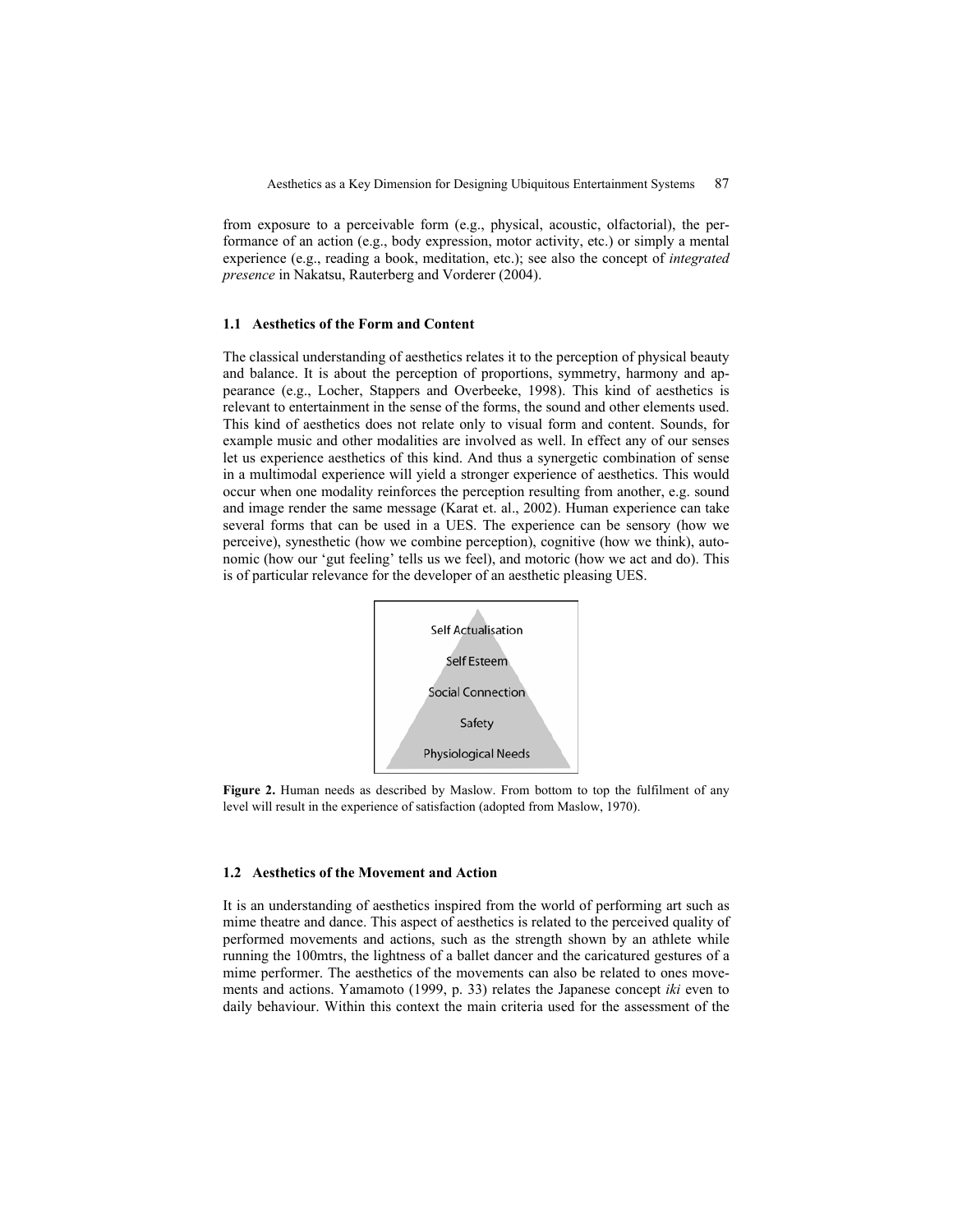from exposure to a perceivable form (e.g., physical, acoustic, olfactorial), the performance of an action (e.g., body expression, motor activity, etc.) or simply a mental experience (e.g., reading a book, meditation, etc.); see also the concept of *integrated presence* in Nakatsu, Rauterberg and Vorderer (2004).

### 1.1 Aesthetics of the Form and Content

The classical understanding of aesthetics relates it to the perception of physical beauty and balance. It is about the perception of proportions, symmetry, harmony and appearance (e.g., Locher, Stappers and Overbeeke, 1998). This kind of aesthetics is relevant to entertainment in the sense of the forms, the sound and other elements used. This kind of aesthetics does not relate only to visual form and content. Sounds, for example music and other modalities are involved as well. In effect any of our senses let us experience aesthetics of this kind. And thus a synergetic combination of sense in a multimodal experience will yield a stronger experience of aesthetics. This would occur when one modality reinforces the perception resulting from another, e.g. sound and image render the same message (Karat et. al., 2002). Human experience can take several forms that can be used in a UES. The experience can be sensory (how we perceive), synesthetic (how we combine perception), cognitive (how we think), autonomic (how our 'gut feeling' tells us we feel), and motoric (how we act and do). This is of particular relevance for the developer of an aesthetic pleasing UES.

Self Actualisation

Self Esteem

Social Connection

Safety

Physiological Needs

**Figure 2.** Human needs as described by Maslow. From bottom to top the fulfilment of any level will result in the experience of satisfaction (adopted from Maslow, 1970).

### 1.2 Aesthetics of the Movement and Action

It is an understanding of aesthetics inspired from the world of performing art such as mime theatre and dance. This aspect of aesthetics is related to the perceived quality of performed movements and actions, such as the strength shown by an athlete while running the 100mtrs, the lightness of a ballet dancer and the caricatured gestures of a mime performer. The aesthetics of the movements can also be related to ones movements and actions. Yamamoto (1999, p. 33) relates the Japanese concept *iki* even to daily behaviour. Within this context the main criteria used for the assessment of the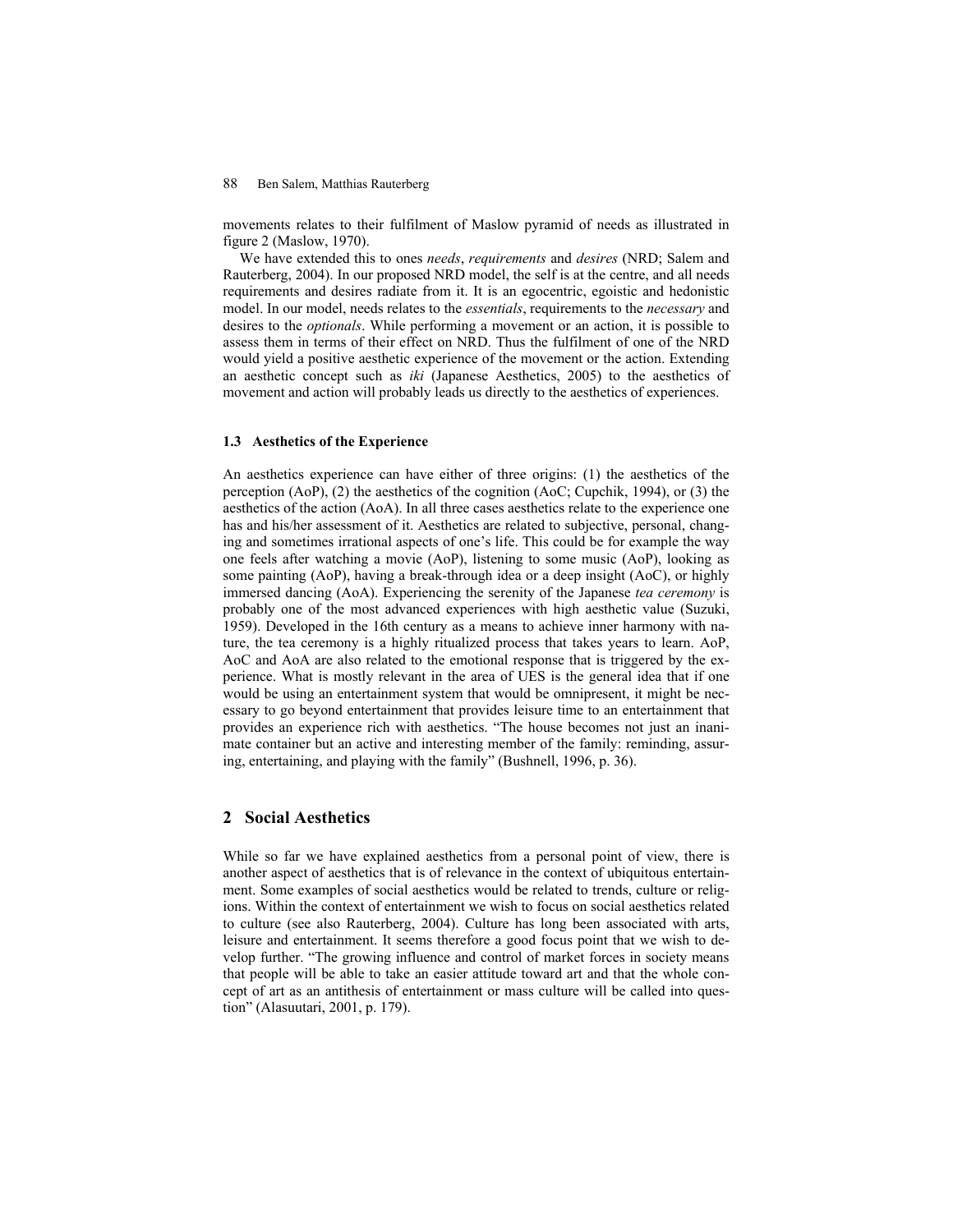movements relates to their fulfilment of Maslow pyramid of needs as illustrated in figure 2 (Maslow, 1970).

We have extended this to ones *needs*, *requirements* and *desires* (NRD; Salem and Rauterberg, 2004). In our proposed NRD model, the self is at the centre, and all needs requirements and desires radiate from it. It is an egocentric, egoistic and hedonistic model. In our model, needs relates to the *essentials*, requirements to the *necessary* and desires to the *optionals*. While performing a movement or an action, it is possible to assess them in terms of their effect on NRD. Thus the fulfilment of one of the NRD would yield a positive aesthetic experience of the movement or the action. Extending an aesthetic concept such as *iki* (Japanese Aesthetics, 2005) to the aesthetics of movement and action will probably leads us directly to the aesthetics of experiences.

### 1.3 Aesthetics of the Experience

An aesthetics experience can have either of three origins: (1) the aesthetics of the perception (AoP), (2) the aesthetics of the cognition (AoC; Cupchik, 1994), or (3) the aesthetics of the action (AoA). In all three cases aesthetics relate to the experience one has and his/her assessment of it. Aesthetics are related to subjective, personal, changing and sometimes irrational aspects of one's life. This could be for example the way one feels after watching a movie (AoP), listening to some music (AoP), looking as some painting (AoP), having a break-through idea or a deep insight (AoC), or highly immersed dancing (AoA). Experiencing the serenity of the Japanese *tea ceremony* is probably one of the most advanced experiences with high aesthetic value (Suzuki, 1959). Developed in the 16th century as a means to achieve inner harmony with nature, the tea ceremony is a highly ritualized process that takes years to learn. AoP, AoC and AoA are also related to the emotional response that is triggered by the experience. What is mostly relevant in the area of UES is the general idea that if one would be using an entertainment system that would be omnipresent, it might be necessary to go beyond entertainment that provides leisure time to an entertainment that provides an experience rich with aesthetics. "The house becomes not just an inanimate container but an active and interesting member of the family: reminding, assuring, entertaining, and playing with the family" (Bushnell, 1996, p. 36).

## 2 Social Aesthetics

While so far we have explained aesthetics from a personal point of view, there is another aspect of aesthetics that is of relevance in the context of ubiquitous entertainment. Some examples of social aesthetics would be related to trends, culture or religions. Within the context of entertainment we wish to focus on social aesthetics related to culture (see also Rauterberg, 2004). Culture has long been associated with arts, leisure and entertainment. It seems therefore a good focus point that we wish to develop further. "The growing influence and control of market forces in society means that people will be able to take an easier attitude toward art and that the whole concept of art as an antithesis of entertainment or mass culture will be called into question" (Alasuutari, 2001, p. 179).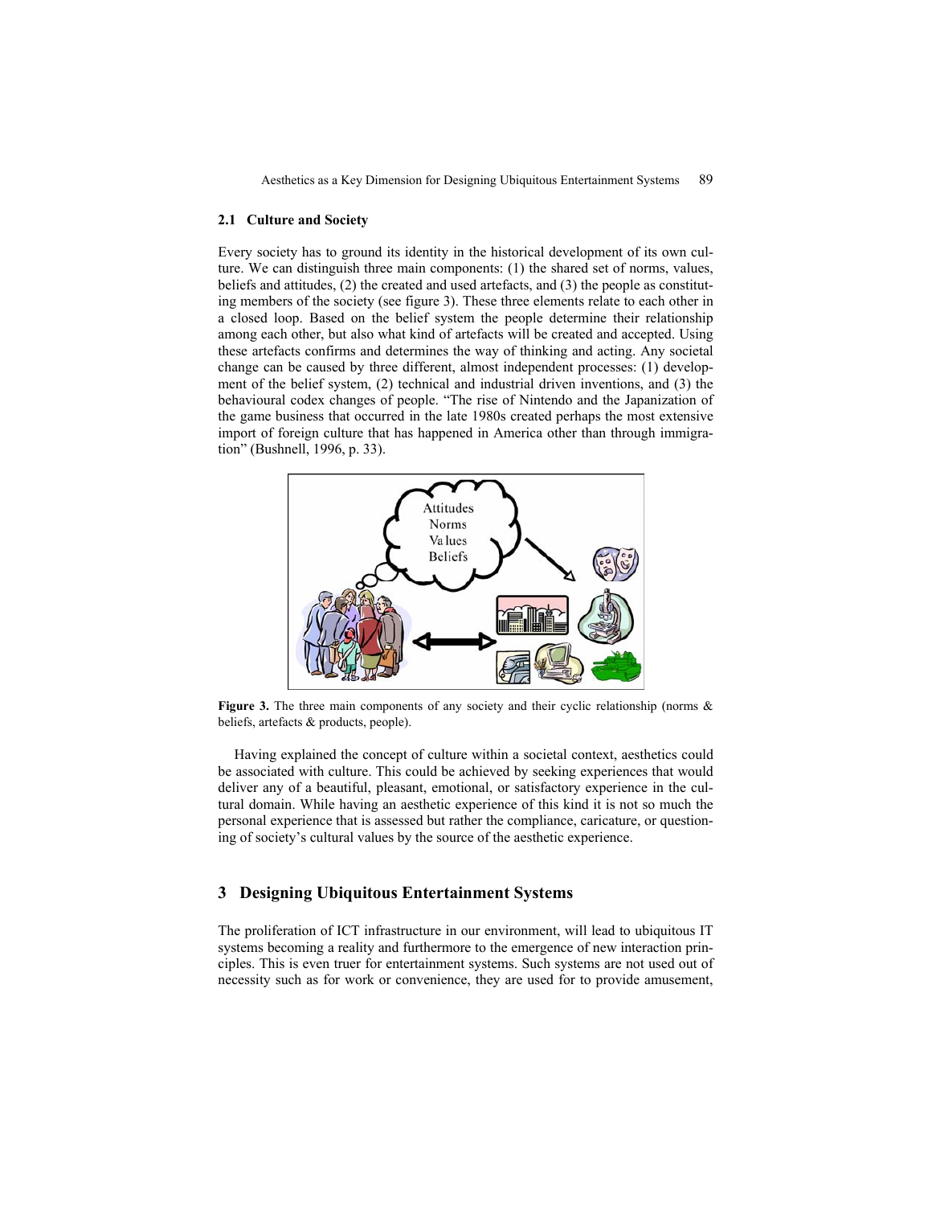### 2.1 Culture and Society

Every society has to ground its identity in the historical development of its own culture. We can distinguish three main components: (1) the shared set of norms, values, beliefs and attitudes, (2) the created and used artefacts, and (3) the people as constituting members of the society (see figure 3). These three elements relate to each other in a closed loop. Based on the belief system the people determine their relationship among each other, but also what kind of artefacts will be created and accepted. Using these artefacts confirms and determines the way of thinking and acting. Any societal change can be caused by three different, almost independent processes: (1) development of the belief system, (2) technical and industrial driven inventions, and (3) the behavioural codex changes of people. "The rise of Nintendo and the Japanization of the game business that occurred in the late 1980s created perhaps the most extensive import of foreign culture that has happened in America other than through immigration" (Bushnell, 1996, p. 33).

**Figure 3.** The three main components of any society and their cyclic relationship (norms & beliefs, artefacts & products, people).

Having explained the concept of culture within a societal context, aesthetics could be associated with culture. This could be achieved by seeking experiences that would deliver any of a beautiful, pleasant, emotional, or satisfactory experience in the cultural domain. While having an aesthetic experience of this kind it is not so much the personal experience that is assessed but rather the compliance, caricature, or questioning of society's cultural values by the source of the aesthetic experience.

## 3 Designing Ubiquitous Entertainment Systems

The proliferation of ICT infrastructure in our environment, will lead to ubiquitous IT systems becoming a reality and furthermore to the emergence of new interaction principles. This is even truer for entertainment systems. Such systems are not used out of necessity such as for work or convenience, they are used for to provide amusement,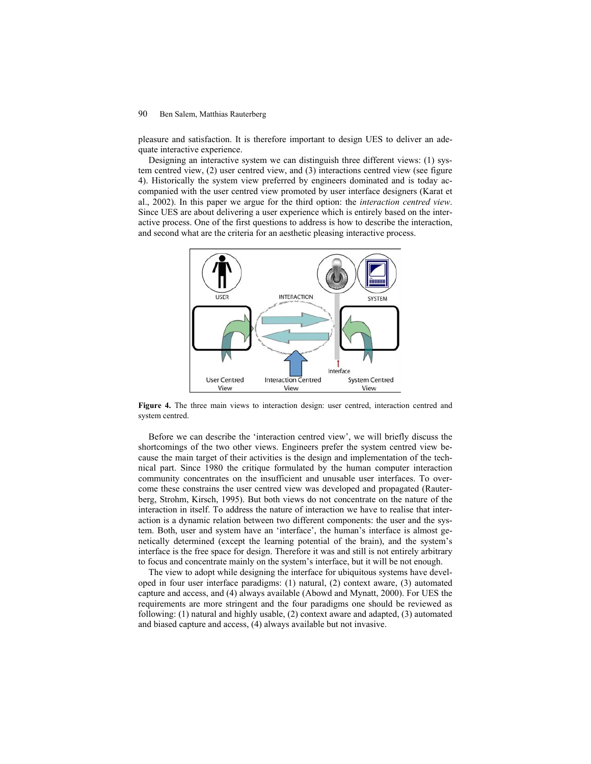pleasure and satisfaction. It is therefore important to design UES to deliver an adequate interactive experience.

Designing an interactive system we can distinguish three different views: (1) system centred view, (2) user centred view, and (3) interactions centred view (see figure 4). Historically the system view preferred by engineers dominated and is today accompanied with the user centred view promoted by user interface designers (Karat et al., 2002). In this paper we argue for the third option: the *interaction centred view*. Since UES are about delivering a user experience which is entirely based on the interactive process. One of the first questions to address is how to describe the interaction, and second what are the criteria for an aesthetic pleasing interactive process.

**Figure 4.** The three main views to interaction design: user centred, interaction centred and system centred.

Before we can describe the 'interaction centred view', we will briefly discuss the shortcomings of the two other views. Engineers prefer the system centred view because the main target of their activities is the design and implementation of the technical part. Since 1980 the critique formulated by the human computer interaction community concentrates on the insufficient and unusable user interfaces. To overcome these constrains the user centred view was developed and propagated (Rauterberg, Strohm, Kirsch, 1995). But both views do not concentrate on the nature of the interaction in itself. To address the nature of interaction we have to realise that interaction is a dynamic relation between two different components: the user and the system. Both, user and system have an 'interface', the human's interface is almost genetically determined (except the learning potential of the brain), and the system's interface is the free space for design. Therefore it was and still is not entirely arbitrary to focus and concentrate mainly on the system's interface, but it will be not enough.

The view to adopt while designing the interface for ubiquitous systems have developed in four user interface paradigms: (1) natural, (2) context aware, (3) automated capture and access, and (4) always available (Abowd and Mynatt, 2000). For UES the requirements are more stringent and the four paradigms one should be reviewed as following: (1) natural and highly usable, (2) context aware and adapted, (3) automated and biased capture and access, (4) always available but not invasive.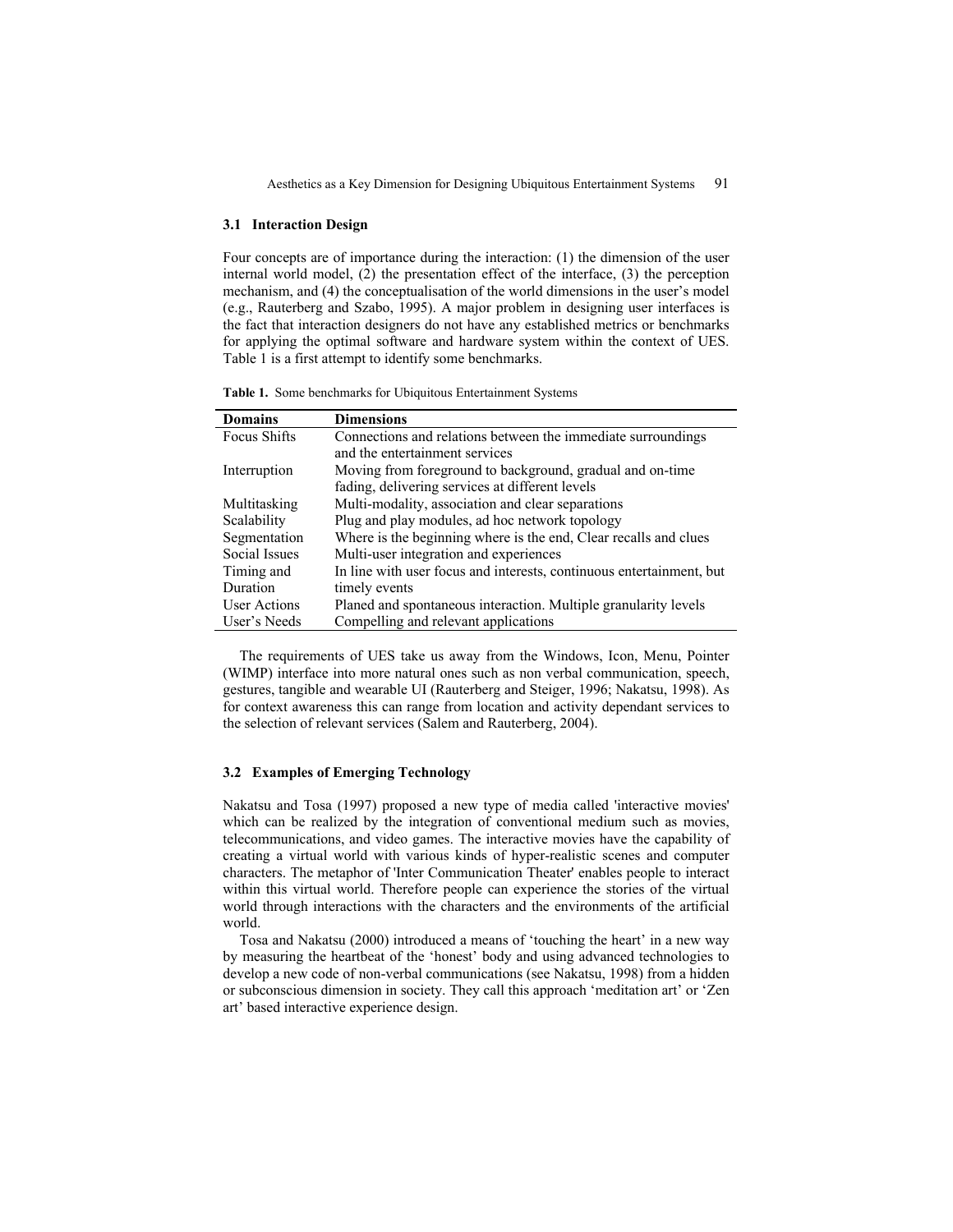### 3.1 Interaction Design

Four concepts are of importance during the interaction: (1) the dimension of the user internal world model, (2) the presentation effect of the interface, (3) the perception mechanism, and (4) the conceptualisation of the world dimensions in the user's model (e.g., Rauterberg and Szabo, 1995). A major problem in designing user interfaces is the fact that interaction designers do not have any established metrics or benchmarks for applying the optimal software and hardware system within the context of UES. Table 1 is a first attempt to identify some benchmarks.

**Table 1.** Some benchmarks for Ubiquitous Entertainment Systems

| Domains | Dimensions |
|---|---|
| Focus Shifts | Connections and relations between the immediate surroundings and the entertainment services |
| Interruption | Moving from foreground to background, gradual and on-time fading, delivering services at different levels |
| Multitasking | Multi-modality, association and clear separations |
| Scalability | Plug and play modules, ad hoc network topology |
| Segmentation | Where is the beginning where is the end, Clear recalls and clues |
| Social Issues | Multi-user integration and experiences |
| Timing and Duration | In line with user focus and interests, continuous entertainment, but timely events |
| User Actions | Planed and spontaneous interaction. Multiple granularity levels |
| User's Needs | Compelling and relevant applications |

The requirements of UES take us away from the Windows, Icon, Menu, Pointer (WIMP) interface into more natural ones such as non verbal communication, speech, gestures, tangible and wearable UI (Rauterberg and Steiger, 1996; Nakatsu, 1998). As for context awareness this can range from location and activity dependant services to the selection of relevant services (Salem and Rauterberg, 2004).

### 3.2 Examples of Emerging Technology

Nakatsu and Tosa (1997) proposed a new type of media called 'interactive movies' which can be realized by the integration of conventional medium such as movies, telecommunications, and video games. The interactive movies have the capability of creating a virtual world with various kinds of hyper-realistic scenes and computer characters. The metaphor of 'Inter Communication Theater' enables people to interact within this virtual world. Therefore people can experience the stories of the virtual world through interactions with the characters and the environments of the artificial world.

Tosa and Nakatsu (2000) introduced a means of 'touching the heart' in a new way by measuring the heartbeat of the 'honest' body and using advanced technologies to develop a new code of non-verbal communications (see Nakatsu, 1998) from a hidden or subconscious dimension in society. They call this approach 'meditation art' or 'Zen art' based interactive experience design.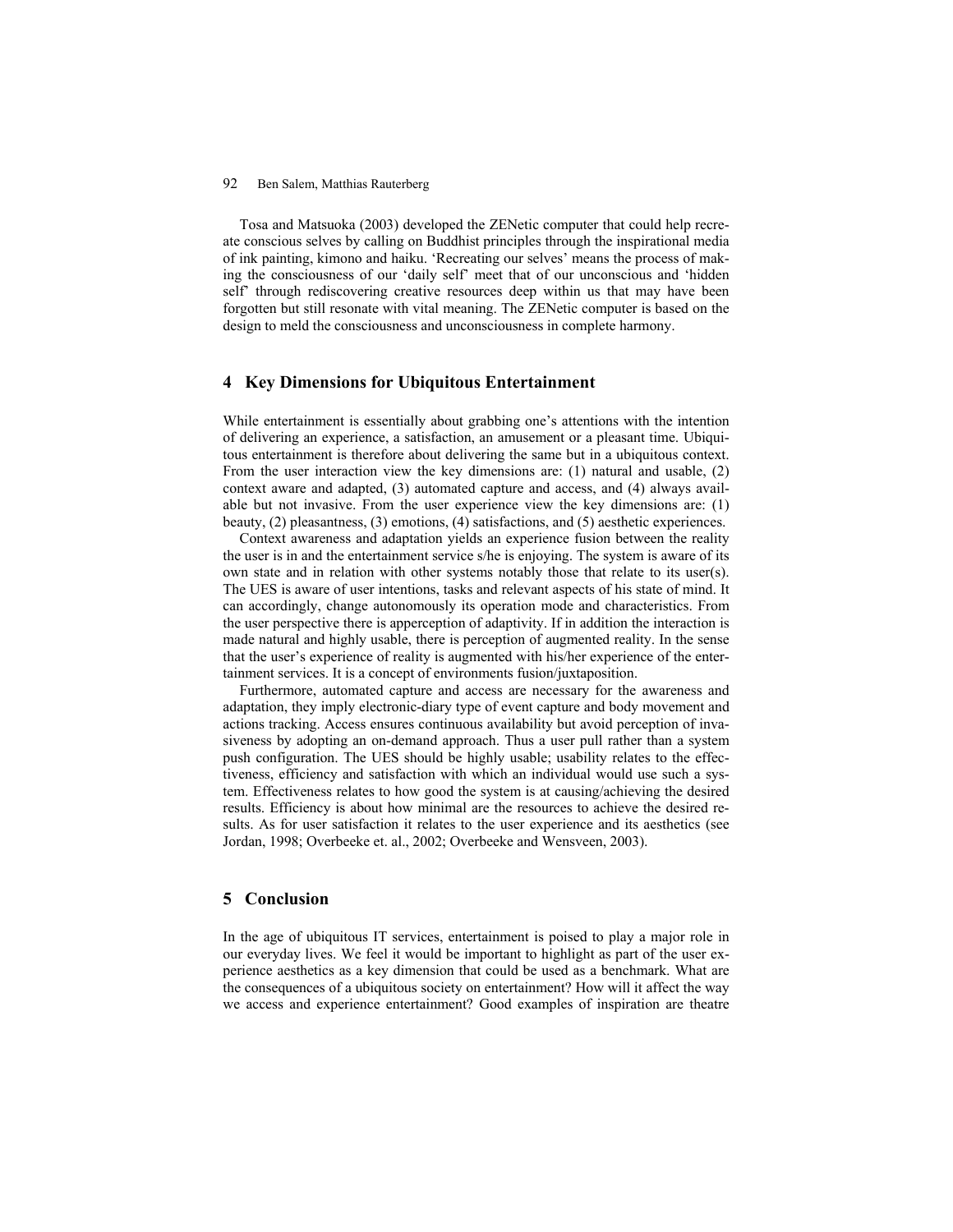Tosa and Matsuoka (2003) developed the ZENetic computer that could help recreate conscious selves by calling on Buddhist principles through the inspirational media of ink painting, kimono and haiku. 'Recreating our selves' means the process of making the consciousness of our 'daily self' meet that of our unconscious and 'hidden self' through rediscovering creative resources deep within us that may have been forgotten but still resonate with vital meaning. The ZENetic computer is based on the design to meld the consciousness and unconsciousness in complete harmony.

## 4 Key Dimensions for Ubiquitous Entertainment

While entertainment is essentially about grabbing one's attentions with the intention of delivering an experience, a satisfaction, an amusement or a pleasant time. Ubiquitous entertainment is therefore about delivering the same but in a ubiquitous context. From the user interaction view the key dimensions are: (1) natural and usable, (2) context aware and adapted, (3) automated capture and access, and (4) always available but not invasive. From the user experience view the key dimensions are: (1) beauty, (2) pleasantness, (3) emotions, (4) satisfactions, and (5) aesthetic experiences.

Context awareness and adaptation yields an experience fusion between the reality the user is in and the entertainment service s/he is enjoying. The system is aware of its own state and in relation with other systems notably those that relate to its user(s). The UES is aware of user intentions, tasks and relevant aspects of his state of mind. It can accordingly, change autonomously its operation mode and characteristics. From the user perspective there is apperception of adaptivity. If in addition the interaction is made natural and highly usable, there is perception of augmented reality. In the sense that the user's experience of reality is augmented with his/her experience of the entertainment services. It is a concept of environments fusion/juxtaposition.

Furthermore, automated capture and access are necessary for the awareness and adaptation, they imply electronic-diary type of event capture and body movement and actions tracking. Access ensures continuous availability but avoid perception of invasiveness by adopting an on-demand approach. Thus a user pull rather than a system push configuration. The UES should be highly usable; usability relates to the effectiveness, efficiency and satisfaction with which an individual would use such a system. Effectiveness relates to how good the system is at causing/achieving the desired results. Efficiency is about how minimal are the resources to achieve the desired results. As for user satisfaction it relates to the user experience and its aesthetics (see Jordan, 1998; Overbeeke et. al., 2002; Overbeeke and Wensveen, 2003).

## 5 Conclusion

In the age of ubiquitous IT services, entertainment is poised to play a major role in our everyday lives. We feel it would be important to highlight as part of the user experience aesthetics as a key dimension that could be used as a benchmark. What are the consequences of a ubiquitous society on entertainment? How will it affect the way we access and experience entertainment? Good examples of inspiration are theatre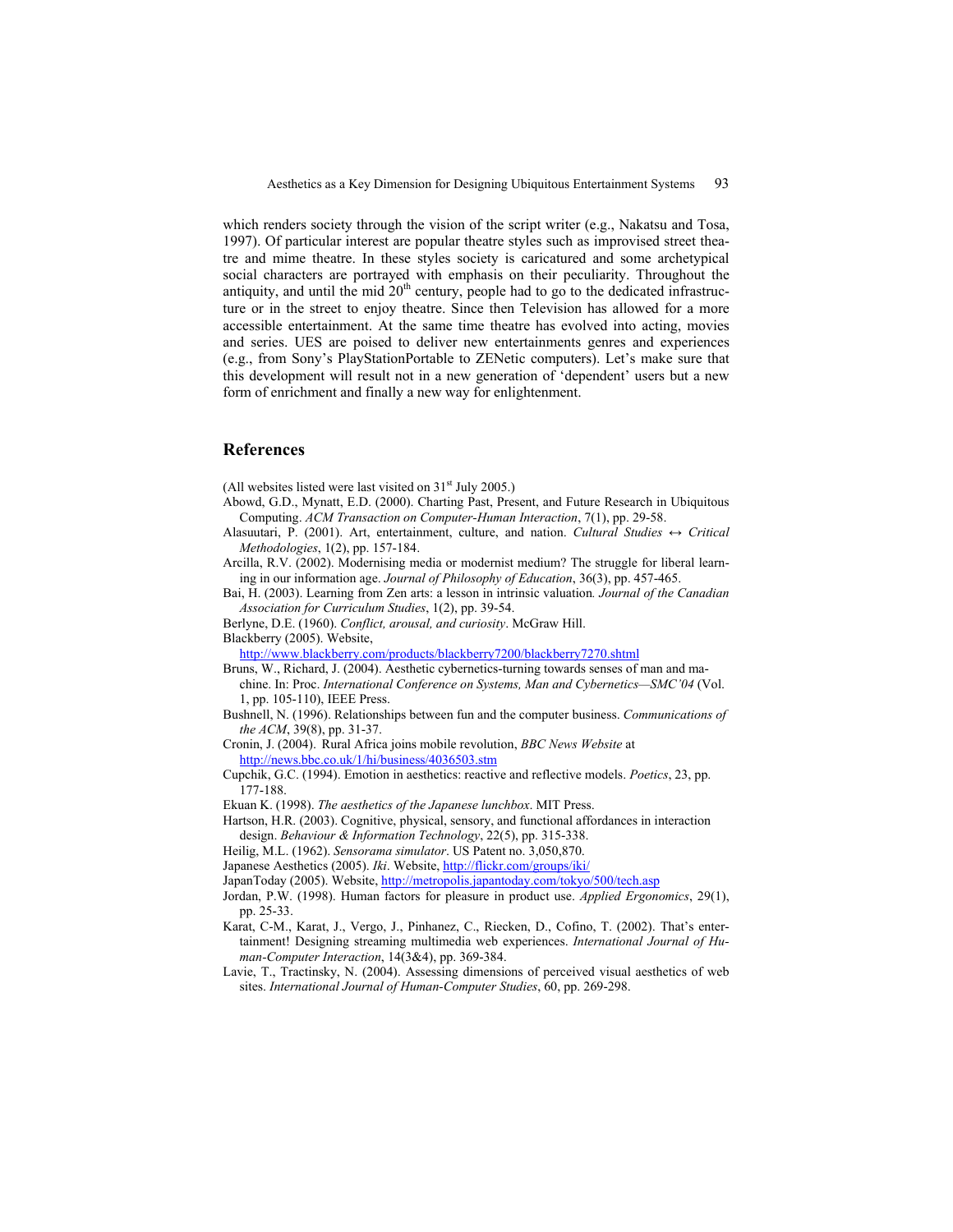which renders society through the vision of the script writer (e.g., Nakatsu and Tosa, 1997). Of particular interest are popular theatre styles such as improvised street theatre and mime theatre. In these styles society is caricatured and some archetypical social characters are portrayed with emphasis on their peculiarity. Throughout the antiquity, and until the mid 20th century, people had to go to the dedicated infrastructure or in the street to enjoy theatre. Since then Television has allowed for a more accessible entertainment. At the same time theatre has evolved into acting, movies and series. UES are poised to deliver new entertainments genres and experiences (e.g., from Sony's PlayStationPortable to ZENetic computers). Let's make sure that this development will result not in a new generation of 'dependent' users but a new form of enrichment and finally a new way for enlightenment.

## References

(All websites listed were last visited on 31st July 2005.)

Abowd, G.D., Mynatt, E.D. (2000). Charting Past, Present, and Future Research in Ubiquitous Computing. *ACM Transaction on Computer-Human Interaction*, 7(1), pp. 29-58.

Alasuutari, P. (2001). Art, entertainment, culture, and nation. *Cultural Studies ↔ Critical Methodologies*, 1(2), pp. 157-184.

Arcilla, R.V. (2002). Modernising media or modernist medium? The struggle for liberal learning in our information age. *Journal of Philosophy of Education*, 36(3), pp. 457-465.

Bai, H. (2003). Learning from Zen arts: a lesson in intrinsic valuation*. Journal of the Canadian Association for Curriculum Studies*, 1(2), pp. 39-54.

Berlyne, D.E. (1960). *Conflict, arousal, and curiosity*. McGraw Hill.

Blackberry (2005). Website, http://www.blackberry.com/products/blackberry7200/blackberry7270.shtml

Bruns, W., Richard, J. (2004). Aesthetic cybernetics-turning towards senses of man and machine. In: Proc. *International Conference on Systems, Man and Cybernetics—SMC'04* (Vol. 1, pp. 105-110), IEEE Press.

Bushnell, N. (1996). Relationships between fun and the computer business. *Communications of the ACM*, 39(8), pp. 31-37.

Cronin, J. (2004). Rural Africa joins mobile revolution, *BBC News Website* at http://news.bbc.co.uk/1/hi/business/4036503.stm

Cupchik, G.C. (1994). Emotion in aesthetics: reactive and reflective models. *Poetics*, 23, pp. 177-188.

Ekuan K. (1998). *The aesthetics of the Japanese lunchbox*. MIT Press.

Hartson, H.R. (2003). Cognitive, physical, sensory, and functional affordances in interaction design. *Behaviour & Information Technology*, 22(5), pp. 315-338.

Heilig, M.L. (1962). *Sensorama simulator*. US Patent no. 3,050,870.

Japanese Aesthetics (2005). *Iki*. Website, http://flickr.com/groups/iki/

JapanToday (2005). Website, http://metropolis.japantoday.com/tokyo/500/tech.asp

Jordan, P.W. (1998). Human factors for pleasure in product use. *Applied Ergonomics*, 29(1), pp. 25-33.

Karat, C-M., Karat, J., Vergo, J., Pinhanez, C., Riecken, D., Cofino, T. (2002). That's entertainment! Designing streaming multimedia web experiences. *International Journal of Human-Computer Interaction*, 14(3&4), pp. 369-384.

Lavie, T., Tractinsky, N. (2004). Assessing dimensions of perceived visual aesthetics of web sites. *International Journal of Human-Computer Studies*, 60, pp. 269-298.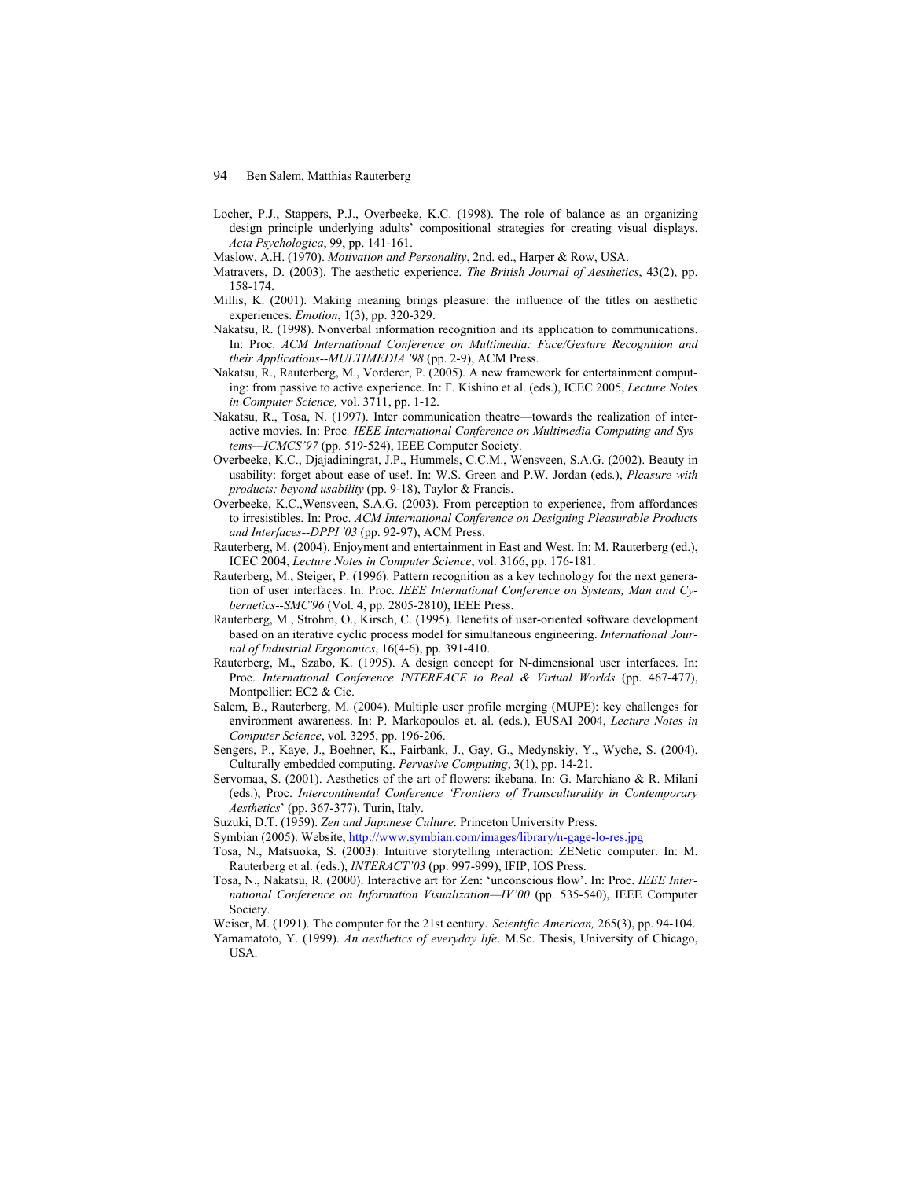Locher, P.J., Stappers, P.J., Overbeeke, K.C. (1998). The role of balance as an organizing design principle underlying adults' compositional strategies for creating visual displays. *Acta Psychologica*, 99, pp. 141-161.

Maslow, A.H. (1970). *Motivation and Personality*, 2nd. ed., Harper & Row, USA.

Matravers, D. (2003). The aesthetic experience. *The British Journal of Aesthetics*, 43(2), pp. 158-174.

Millis, K. (2001). Making meaning brings pleasure: the influence of the titles on aesthetic experiences. *Emotion*, 1(3), pp. 320-329.

Nakatsu, R. (1998). Nonverbal information recognition and its application to communications. In: Proc. *ACM International Conference on Multimedia: Face/Gesture Recognition and their Applications--MULTIMEDIA '98* (pp. 2-9), ACM Press.

Nakatsu, R., Rauterberg, M., Vorderer, P. (2005). A new framework for entertainment computing: from passive to active experience. In: F. Kishino et al. (eds.), ICEC 2005, *Lecture Notes in Computer Science,* vol. 3711, pp. 1-12.

Nakatsu, R., Tosa, N. (1997). Inter communication theatre—towards the realization of interactive movies. In: Proc*. IEEE International Conference on Multimedia Computing and Systems—ICMCS'97* (pp. 519-524), IEEE Computer Society.

Overbeeke, K.C., Djajadiningrat, J.P., Hummels, C.C.M., Wensveen, S.A.G. (2002). Beauty in usability: forget about ease of use!. In: W.S. Green and P.W. Jordan (eds.), *Pleasure with products: beyond usability* (pp. 9-18), Taylor & Francis.

Overbeeke, K.C.,Wensveen, S.A.G. (2003). From perception to experience, from affordances to irresistibles. In: Proc. *ACM International Conference on Designing Pleasurable Products and Interfaces--DPPI '03* (pp. 92-97), ACM Press.

Rauterberg, M. (2004). Enjoyment and entertainment in East and West. In: M. Rauterberg (ed.), ICEC 2004, *Lecture Notes in Computer Science*, vol. 3166, pp. 176-181.

Rauterberg, M., Steiger, P. (1996). Pattern recognition as a key technology for the next generation of user interfaces. In: Proc. *IEEE International Conference on Systems, Man and Cybernetics--SMC'96* (Vol. 4, pp. 2805-2810), IEEE Press.

Rauterberg, M., Strohm, O., Kirsch, C. (1995). Benefits of user-oriented software development based on an iterative cyclic process model for simultaneous engineering. *International Journal of Industrial Ergonomics*, 16(4-6), pp. 391-410.

Rauterberg, M., Szabo, K. (1995). A design concept for N-dimensional user interfaces. In: Proc. *International Conference INTERFACE to Real & Virtual Worlds* (pp. 467-477), Montpellier: EC2 & Cie.

Salem, B., Rauterberg, M. (2004). Multiple user profile merging (MUPE): key challenges for environment awareness. In: P. Markopoulos et. al. (eds.), EUSAI 2004, *Lecture Notes in Computer Science*, vol. 3295, pp. 196-206.

Sengers, P., Kaye, J., Boehner, K., Fairbank, J., Gay, G., Medynskiy, Y., Wyche, S. (2004). Culturally embedded computing. *Pervasive Computing*, 3(1), pp. 14-21.

Servomaa, S. (2001). Aesthetics of the art of flowers: ikebana. In: G. Marchiano & R. Milani (eds.), Proc. *Intercontinental Conference 'Frontiers of Transculturality in Contemporary Aesthetics*' (pp. 367-377), Turin, Italy.

Suzuki, D.T. (1959). *Zen and Japanese Culture*. Princeton University Press.

Symbian (2005). Website, http://www.symbian.com/images/library/n-gage-lo-res.jpg

Tosa, N., Matsuoka, S. (2003). Intuitive storytelling interaction: ZENetic computer. In: M. Rauterberg et al. (eds.), *INTERACT'03* (pp. 997-999), IFIP, IOS Press.

Tosa, N., Nakatsu, R. (2000). Interactive art for Zen: 'unconscious flow'. In: Proc. *IEEE International Conference on Information Visualization—IV'00* (pp. 535-540), IEEE Computer Society.

Weiser, M. (1991). The computer for the 21st century. *Scientific American,* 265(3), pp. 94-104.

Yamamatoto, Y. (1999). *An aesthetics of everyday life*. M.Sc. Thesis, University of Chicago, USA.